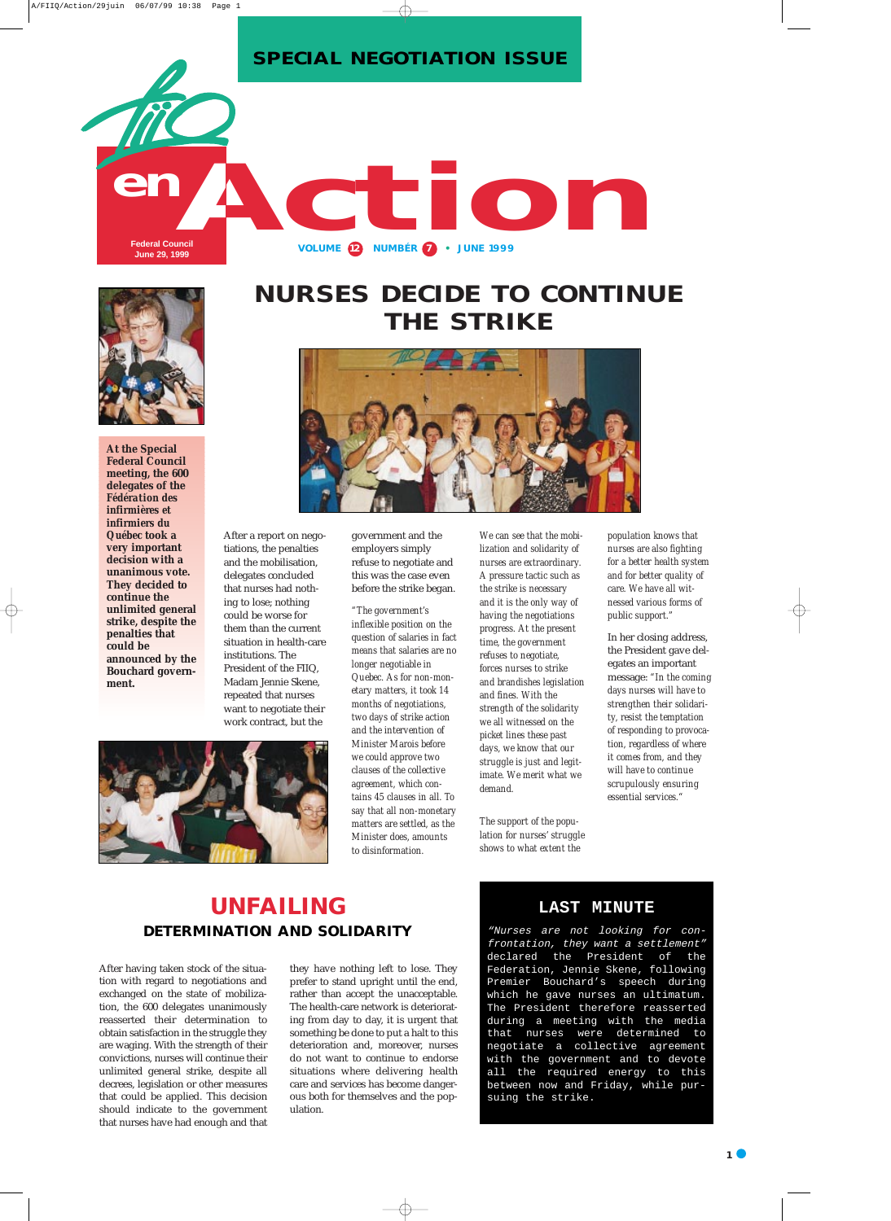## SPECIAL NEGOTIATION ISSUE

# FIIQ en Action

Federal Council
June 29, 1999

VOLUME 12 NUMBER 7 • JUNE 1999

# NURSES DECIDE TO CONTINUE THE STRIKE

**At the Special Federal Council meeting, the 600 delegates of the *Fédération des infirmières et infirmiers du Québec* took a very important decision with a unanimous vote. They decided to continue the unlimited general strike, despite the penalties that could be announced by the Bouchard government.**

After a report on negotiations, the penalties and the mobilisation, delegates concluded that nurses had nothing to lose; nothing could be worse for them than the current situation in health-care institutions. The President of the FIIQ, Madam Jennie Skene, repeated that nurses want to negotiate their work contract, but the government and the employers simply refuse to negotiate and this was the case even before the strike began.

*"The government's inflexible position on the question of salaries in fact means that salaries are no longer negotiable in Quebec. As for non-monetary matters, it took 14 months of negotiations, two days of strike action and the intervention of Minister Marois before we could approve two clauses of the collective agreement, which contains 45 clauses in all. To say that all non-monetary matters are settled, as the Minister does, amounts to disinformation.*

*We can see that the mobilization and solidarity of nurses are extraordinary. A pressure tactic such as the strike is necessary and it is the only way of having the negotiations progress. At the present time, the government refuses to negotiate, forces nurses to strike and brandishes legislation and fines. With the strength of the solidarity we all witnessed on the picket lines these past days, we know that our struggle is just and legitimate. We merit what we demand.*

*The support of the population for nurses' struggle shows to what extent the population knows that nurses are also fighting for a better health system and for better quality of care. We have all witnessed various forms of public support."*

In her closing address, the President gave delegates an important message: *"In the coming days nurses will have to strengthen their solidarity, resist the temptation of responding to provocation, regardless of where it comes from, and they will have to continue scrupulously ensuring essential services."*

## UNFAILING
### DETERMINATION AND SOLIDARITY

After having taken stock of the situation with regard to negotiations and exchanged on the state of mobilization, the 600 delegates unanimously reasserted their determination to obtain satisfaction in the struggle they are waging. With the strength of their convictions, nurses will continue their unlimited general strike, despite all decrees, legislation or other measures that could be applied. This decision should indicate to the government that nurses have had enough and that they have nothing left to lose. They prefer to stand upright until the end, rather than accept the unacceptable. The health-care network is deteriorating from day to day, it is urgent that something be done to put a halt to this deterioration and, moreover, nurses do not want to continue to endorse situations where delivering health care and services has become dangerous both for themselves and the population.

## LAST MINUTE

*"Nurses are not looking for confrontation, they want a settlement"* declared the President of the Federation, Jennie Skene, following Premier Bouchard's speech during which he gave nurses an ultimatum. The President therefore reasserted during a meeting with the media that nurses were determined to negotiate a collective agreement with the government and to devote all the required energy to this between now and Friday, while pursuing the strike.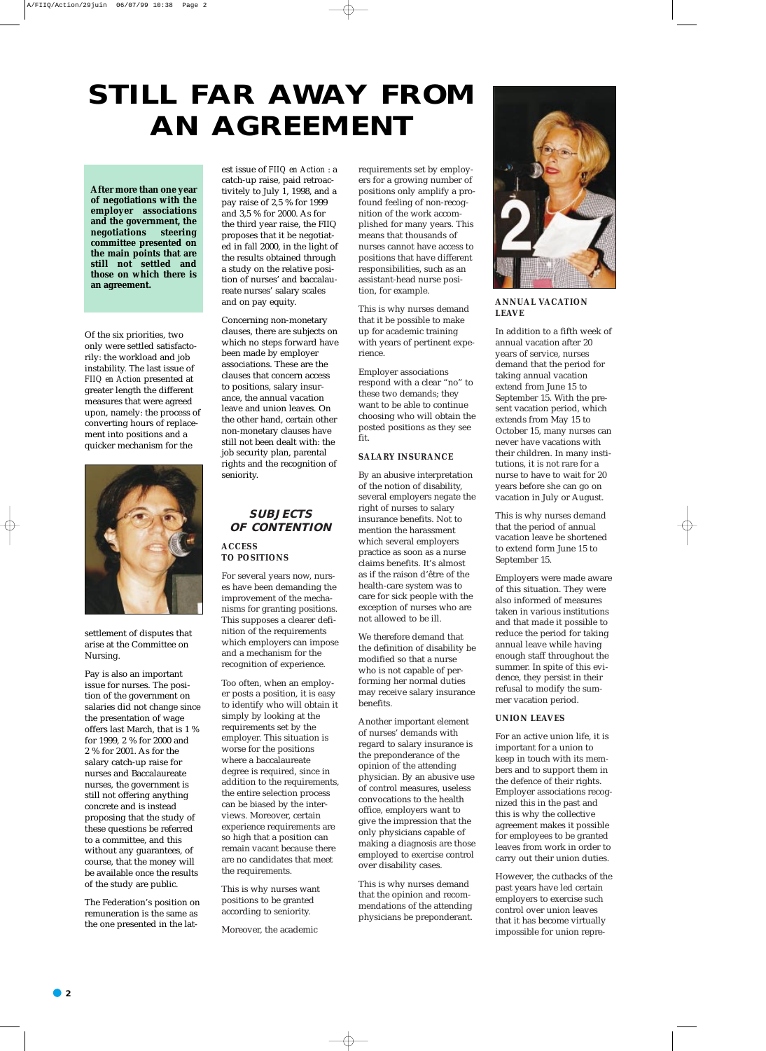# STILL FAR AWAY FROM AN AGREEMENT

**After more than one year of negotiations with the employer associations and the government, the negotiations steering committee presented on the main points that are still not settled and those on which there is an agreement.**

Of the six priorities, two only were settled satisfactorily: the workload and job instability. The last issue of *FIIQ en Action* presented at greater length the different measures that were agreed upon, namely: the process of converting hours of replacement into positions and a quicker mechanism for the settlement of disputes that arise at the Committee on Nursing.

Pay is also an important issue for nurses. The position of the government on salaries did not change since the presentation of wage offers last March, that is 1 % for 1999, 2 % for 2000 and 2 % for 2001. As for the salary catch-up raise for nurses and Baccalaureate nurses, the government is still not offering anything concrete and is instead proposing that the study of these questions be referred to a committee, and this without any guarantees, of course, that the money will be available once the results of the study are public.

The Federation's position on remuneration is the same as the one presented in the latest issue of *FIIQ en Action* : a catch-up raise, paid retroactivitely to July 1, 1998, and a pay raise of 2,5 % for 1999 and 3,5 % for 2000. As for the third year raise, the FIIQ proposes that it be negotiated in fall 2000, in the light of the results obtained through a study on the relative position of nurses' and baccalaureate nurses' salary scales and on pay equity.

Concerning non-monetary clauses, there are subjects on which no steps forward have been made by employer associations. These are the clauses that concern access to positions, salary insurance, the annual vacation leave and union leaves. On the other hand, certain other non-monetary clauses have still not been dealt with: the job security plan, parental rights and the recognition of seniority.

## SUBJECTS OF CONTENTION

### ACCESS TO POSITIONS

For several years now, nurses have been demanding the improvement of the mechanisms for granting positions. This supposes a clearer definition of the requirements which employers can impose and a mechanism for the recognition of experience.

Too often, when an employer posts a position, it is easy to identify who will obtain it simply by looking at the requirements set by the employer. This situation is worse for the positions where a baccalaureate degree is required, since in addition to the requirements, the entire selection process can be biased by the interviews. Moreover, certain experience requirements are so high that a position can remain vacant because there are no candidates that meet the requirements.

This is why nurses want positions to be granted according to seniority.

Moreover, the academic requirements set by employers for a growing number of positions only amplify a profound feeling of non-recognition of the work accomplished for many years. This means that thousands of nurses cannot have access to positions that have different responsibilities, such as an assistant-head nurse position, for example.

This is why nurses demand that it be possible to make up for academic training with years of pertinent experience.

Employer associations respond with a clear "no" to these two demands; they want to be able to continue choosing who will obtain the posted positions as they see fit.

### SALARY INSURANCE

By an abusive interpretation of the notion of disability, several employers negate the right of nurses to salary insurance benefits. Not to mention the harassment which several employers practice as soon as a nurse claims benefits. It's almost as if the raison d'être of the health-care system was to care for sick people with the exception of nurses who are not allowed to be ill.

We therefore demand that the definition of disability be modified so that a nurse who is not capable of performing her normal duties may receive salary insurance benefits.

Another important element of nurses' demands with regard to salary insurance is the preponderance of the opinion of the attending physician. By an abusive use of control measures, useless convocations to the health office, employers want to give the impression that the only physicians capable of making a diagnosis are those employed to exercise control over disability cases.

This is why nurses demand that the opinion and recommendations of the attending physicians be preponderant.

### ANNUAL VACATION LEAVE

In addition to a fifth week of annual vacation after 20 years of service, nurses demand that the period for taking annual vacation extend from June 15 to September 15. With the present vacation period, which extends from May 15 to October 15, many nurses can never have vacations with their children. In many institutions, it is not rare for a nurse to have to wait for 20 years before she can go on vacation in July or August.

This is why nurses demand that the period of annual vacation leave be shortened to extend form June 15 to September 15.

Employers were made aware of this situation. They were also informed of measures taken in various institutions and that made it possible to reduce the period for taking annual leave while having enough staff throughout the summer. In spite of this evidence, they persist in their refusal to modify the summer vacation period.

### UNION LEAVES

For an active union life, it is important for a union to keep in touch with its members and to support them in the defence of their rights. Employer associations recognized this in the past and this is why the collective agreement makes it possible for employees to be granted leaves from work in order to carry out their union duties.

However, the cutbacks of the past years have led certain employers to exercise such control over union leaves that it has become virtually impossible for union repre-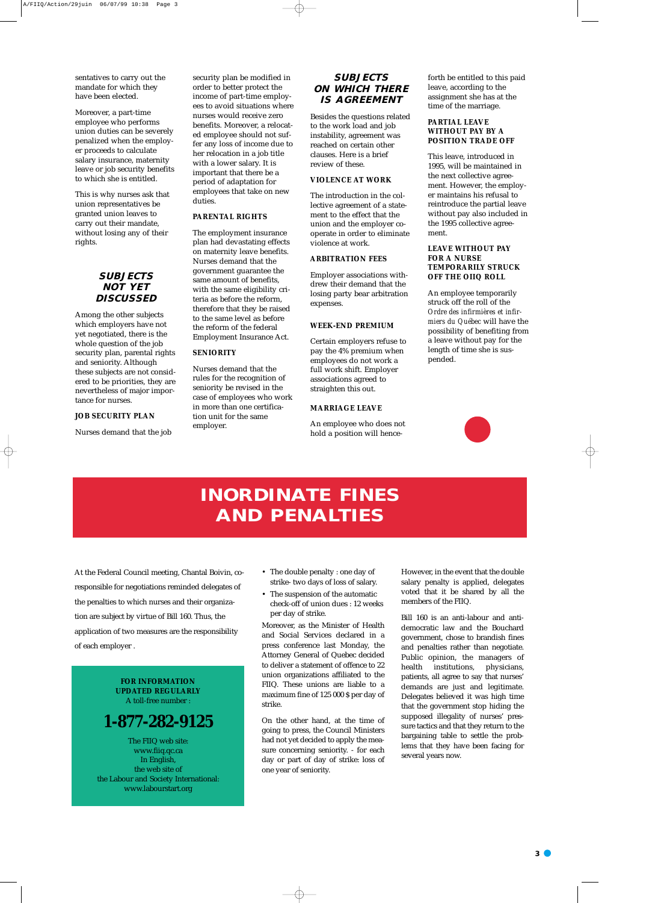sentatives to carry out the mandate for which they have been elected.

Moreover, a part-time employee who performs union duties can be severely penalized when the employer proceeds to calculate salary insurance, maternity leave or job security benefits to which she is entitled.

This is why nurses ask that union representatives be granted union leaves to carry out their mandate, without losing any of their rights.

## SUBJECTS NOT YET DISCUSSED

Among the other subjects which employers have not yet negotiated, there is the whole question of the job security plan, parental rights and seniority. Although these subjects are not considered to be priorities, they are nevertheless of major importance for nurses.

### JOB SECURITY PLAN

Nurses demand that the job security plan be modified in order to better protect the income of part-time employees to avoid situations where nurses would receive zero benefits. Moreover, a relocated employee should not suffer any loss of income due to her relocation in a job title with a lower salary. It is important that there be a period of adaptation for employees that take on new duties.

### PARENTAL RIGHTS

The employment insurance plan had devastating effects on maternity leave benefits. Nurses demand that the government guarantee the same amount of benefits, with the same eligibility criteria as before the reform, therefore that they be raised to the same level as before the reform of the federal Employment Insurance Act.

### SENIORITY

Nurses demand that the rules for the recognition of seniority be revised in the case of employees who work in more than one certification unit for the same employer.

## SUBJECTS ON WHICH THERE IS AGREEMENT

Besides the questions related to the work load and job instability, agreement was reached on certain other clauses. Here is a brief review of these.

### VIOLENCE AT WORK

The introduction in the collective agreement of a statement to the effect that the union and the employer cooperate in order to eliminate violence at work.

### ARBITRATION FEES

Employer associations withdrew their demand that the losing party bear arbitration expenses.

### WEEK-END PREMIUM

Certain employers refuse to pay the 4% premium when employees do not work a full work shift. Employer associations agreed to straighten this out.

### MARRIAGE LEAVE

An employee who does not hold a position will henceforth be entitled to this paid leave, according to the assignment she has at the time of the marriage.

### PARTIAL LEAVE WITHOUT PAY BY A POSITION TRADE OFF

This leave, introduced in 1995, will be maintained in the next collective agreement. However, the employer maintains his refusal to reintroduce the partial leave without pay also included in the 1995 collective agreement.

### LEAVE WITHOUT PAY FOR A NURSE TEMPORARILY STRUCK OFF THE OIIQ ROLL

An employee temporarily struck off the roll of the *Ordre des infirmières et infirmiers du Québec* will have the possibility of benefiting from a leave without pay for the length of time she is suspended.

# INORDINATE FINES AND PENALTIES

At the Federal Council meeting, Chantal Boivin, co-responsible for negotiations reminded delegates of the penalties to which nurses and their organization are subject by virtue of Bill 160. Thus, the application of two measures are the responsibility of each employer .

- The double penalty : one day of strike- two days of loss of salary.
- The suspension of the automatic check-off of union dues : 12 weeks per day of strike.

Moreover, as the Minister of Health and Social Services declared in a press conference last Monday, the Attorney General of Quebec decided to deliver a statement of offence to 22 union organizations affiliated to the FIIQ. These unions are liable to a maximum fine of 125 000 $ per day of strike.

On the other hand, at the time of going to press, the Council Ministers had not yet decided to apply the measure concerning seniority. - for each day or part of day of strike: loss of one year of seniority.

However, in the event that the double salary penalty is applied, delegates voted that it be shared by all the members of the FIIQ.

Bill 160 is an anti-labour and anti-democratic law and the Bouchard government, chose to brandish fines and penalties rather than negotiate. Public opinion, the managers of health institutions, physicians, patients, all agree to say that nurses' demands are just and legitimate. Delegates believed it was high time that the government stop hiding the supposed illegality of nurses' pressure tactics and that they return to the bargaining table to settle the problems that they have been facing for several years now.

**FOR INFORMATION**
**UPDATED REGULARLY**
A toll-free number :

**1-877-282-9125**

The FIIQ web site:
www.fiiq.qc.ca
In English,
the web site of
the Labour and Society International:
www.labourstart.org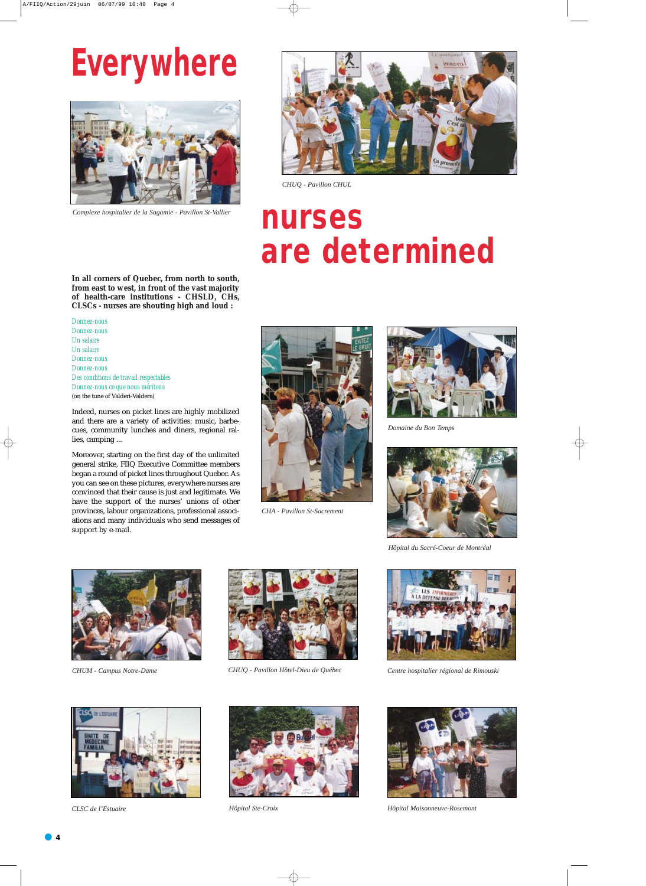# Everywhere nurses are determined

Complexe hospitalier de la Sagamie - Pavillon St-Vallier

CHUQ - Pavillon CHUL

**In all corners of Quebec, from north to south, from east to west, in front of the vast majority of health-care institutions - CHSLD, CHs, CLSCs - nurses are shouting high and loud :**

Donnez-nous
Donnez-nous
Un salaire
Un salaire
Donnez-nous
Donnez-nous
Des conditions de travail respectables
Donnez-nous ce que nous méritons
(on the tune of Valderi-Valdera)

Indeed, nurses on picket lines are highly mobilized and there are a variety of activities: music, barbecues, community lunches and diners, regional rallies, camping ...

Moreover, starting on the first day of the unlimited general strike, FIIQ Executive Committee members began a round of picket lines throughout Quebec. As you can see on these pictures, everywhere nurses are convinced that their cause is just and legitimate. We have the support of the nurses' unions of other provinces, labour organizations, professional associations and many individuals who send messages of support by e-mail.

CHA - Pavillon St-Sacrement

Domaine du Bon Temps

Hôpital du Sacré-Coeur de Montréal

CHUM - Campus Notre-Dame

CHUQ - Pavillon Hôtel-Dieu de Québec

Centre hospitalier régional de Rimouski

CLSC de l'Estuaire

Hôpital Ste-Croix

Hôpital Maisonneuve-Rosemont